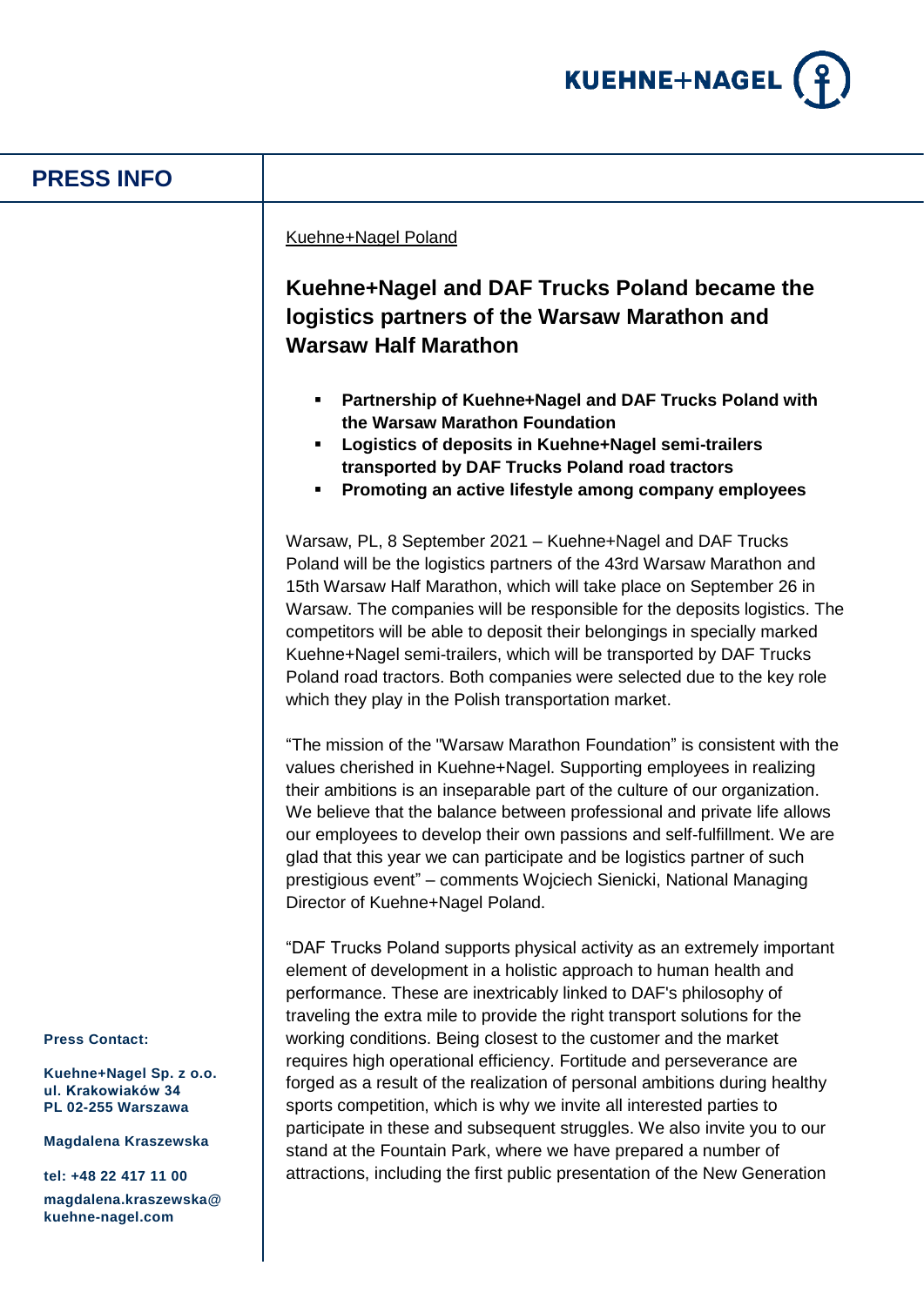PRESS INFO

Kuehne+Nagel Poland

## Kuehne+Nagel and DAF Trucks Poland became the logistics partners of the Warsaw Marathon and Warsaw Half Marathon

- **Partnership of Kuehne+Nagel and DAF Trucks Poland with the Warsaw Marathon Foundation**
- **Logistics of deposits in Kuehne+Nagel semi-trailers transported by DAF Trucks Poland road tractors**
- **Promoting an active lifestyle among company employees**

Warsaw, PL, 8 September 2021 – Kuehne+Nagel and DAF Trucks Poland will be the logistics partners of the 43rd Warsaw Marathon and 15th Warsaw Half Marathon, which will take place on September 26 in Warsaw. The companies will be responsible for the deposits logistics. The competitors will be able to deposit their belongings in specially marked Kuehne+Nagel semi-trailers, which will be transported by DAF Trucks Poland road tractors. Both companies were selected due to the key role which they play in the Polish transportation market.

"The mission of the "Warsaw Marathon Foundation" is consistent with the values cherished in Kuehne+Nagel. Supporting employees in realizing their ambitions is an inseparable part of the culture of our organization. We believe that the balance between professional and private life allows our employees to develop their own passions and self-fulfillment. We are glad that this year we can participate and be logistics partner of such prestigious event" – comments Wojciech Sienicki, National Managing Director of Kuehne+Nagel Poland.

"DAF Trucks Poland supports physical activity as an extremely important element of development in a holistic approach to human health and performance. These are inextricably linked to DAF's philosophy of traveling the extra mile to provide the right transport solutions for the working conditions. Being closest to the customer and the market requires high operational efficiency. Fortitude and perseverance are forged as a result of the realization of personal ambitions during healthy sports competition, which is why we invite all interested parties to participate in these and subsequent struggles. We also invite you to our stand at the Fountain Park, where we have prepared a number of attractions, including the first public presentation of the New Generation

**Press Contact:**

**Kuehne+Nagel Sp. z o.o.**
**ul. Krakowiaków 34**
**PL 02-255 Warszawa**

**Magdalena Kraszewska**

**tel: +48 22 417 11 00**

**magdalena.kraszewska@kuehne-nagel.com**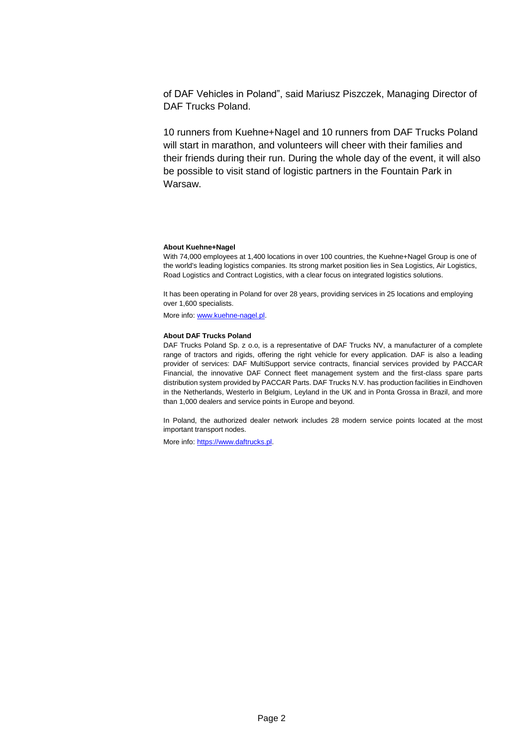of DAF Vehicles in Poland", said Mariusz Piszczek, Managing Director of DAF Trucks Poland.

10 runners from Kuehne+Nagel and 10 runners from DAF Trucks Poland will start in marathon, and volunteers will cheer with their families and their friends during their run. During the whole day of the event, it will also be possible to visit stand of logistic partners in the Fountain Park in Warsaw.

**About Kuehne+Nagel**

With 74,000 employees at 1,400 locations in over 100 countries, the Kuehne+Nagel Group is one of the world's leading logistics companies. Its strong market position lies in Sea Logistics, Air Logistics, Road Logistics and Contract Logistics, with a clear focus on integrated logistics solutions.

It has been operating in Poland for over 28 years, providing services in 25 locations and employing over 1,600 specialists.

More info: [www.kuehne-nagel.pl](www.kuehne-nagel.pl).

**About DAF Trucks Poland**

DAF Trucks Poland Sp. z o.o, is a representative of DAF Trucks NV, a manufacturer of a complete range of tractors and rigids, offering the right vehicle for every application. DAF is also a leading provider of services: DAF MultiSupport service contracts, financial services provided by PACCAR Financial, the innovative DAF Connect fleet management system and the first-class spare parts distribution system provided by PACCAR Parts. DAF Trucks N.V. has production facilities in Eindhoven in the Netherlands, Westerlo in Belgium, Leyland in the UK and in Ponta Grossa in Brazil, and more than 1,000 dealers and service points in Europe and beyond.

In Poland, the authorized dealer network includes 28 modern service points located at the most important transport nodes.

More info: [https://www.daftrucks.pl](https://www.daftrucks.pl).